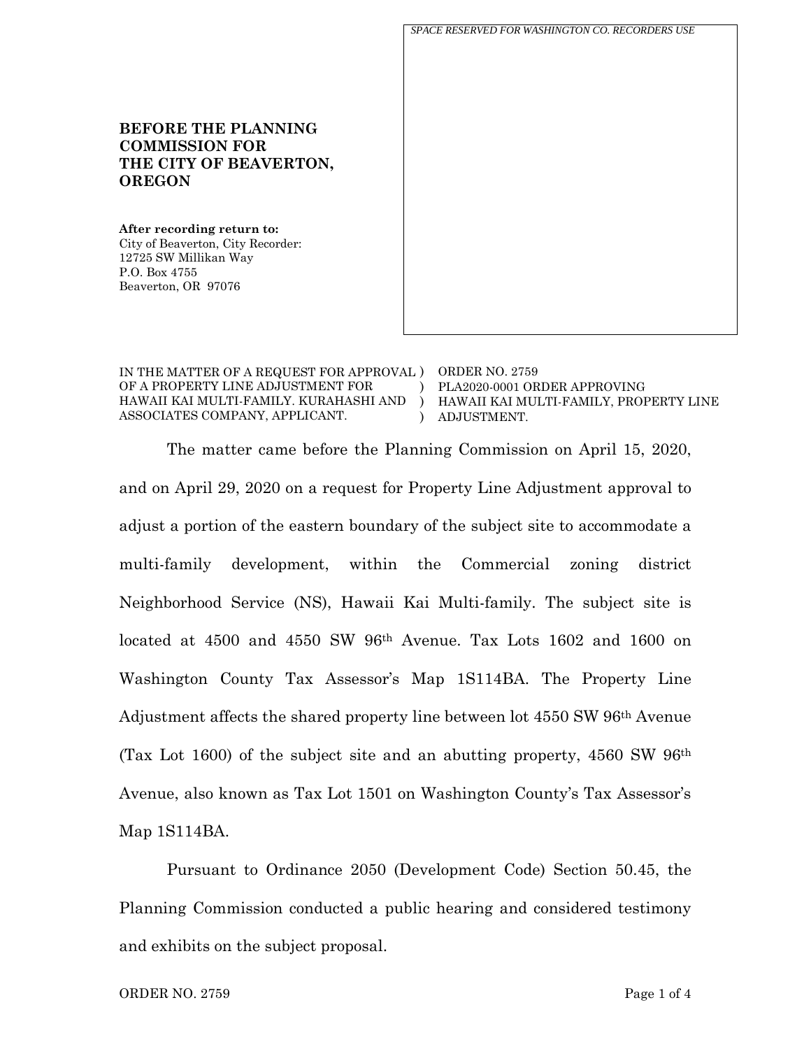*SPACE RESERVED FOR WASHINGTON CO. RECORDERS USE*

**BEFORE THE PLANNING COMMISSION FOR THE CITY OF BEAVERTON, OREGON**

**After recording return to:**
City of Beaverton, City Recorder:
12725 SW Millikan Way
P.O. Box 4755
Beaverton, OR 97076

| | |
|---|---|
| IN THE MATTER OF A REQUEST FOR APPROVAL OF A PROPERTY LINE ADJUSTMENT FOR HAWAII KAI MULTI-FAMILY. KURAHASHI AND ASSOCIATES COMPANY, APPLICANT. | ORDER NO. 2759<br>PLA2020-0001 ORDER APPROVING HAWAII KAI MULTI-FAMILY, PROPERTY LINE ADJUSTMENT. |

The matter came before the Planning Commission on April 15, 2020, and on April 29, 2020 on a request for Property Line Adjustment approval to adjust a portion of the eastern boundary of the subject site to accommodate a multi-family development, within the Commercial zoning district Neighborhood Service (NS), Hawaii Kai Multi-family. The subject site is located at 4500 and 4550 SW 96th Avenue. Tax Lots 1602 and 1600 on Washington County Tax Assessor's Map 1S114BA. The Property Line Adjustment affects the shared property line between lot 4550 SW 96th Avenue (Tax Lot 1600) of the subject site and an abutting property, 4560 SW 96th Avenue, also known as Tax Lot 1501 on Washington County's Tax Assessor's Map 1S114BA.

Pursuant to Ordinance 2050 (Development Code) Section 50.45, the Planning Commission conducted a public hearing and considered testimony and exhibits on the subject proposal.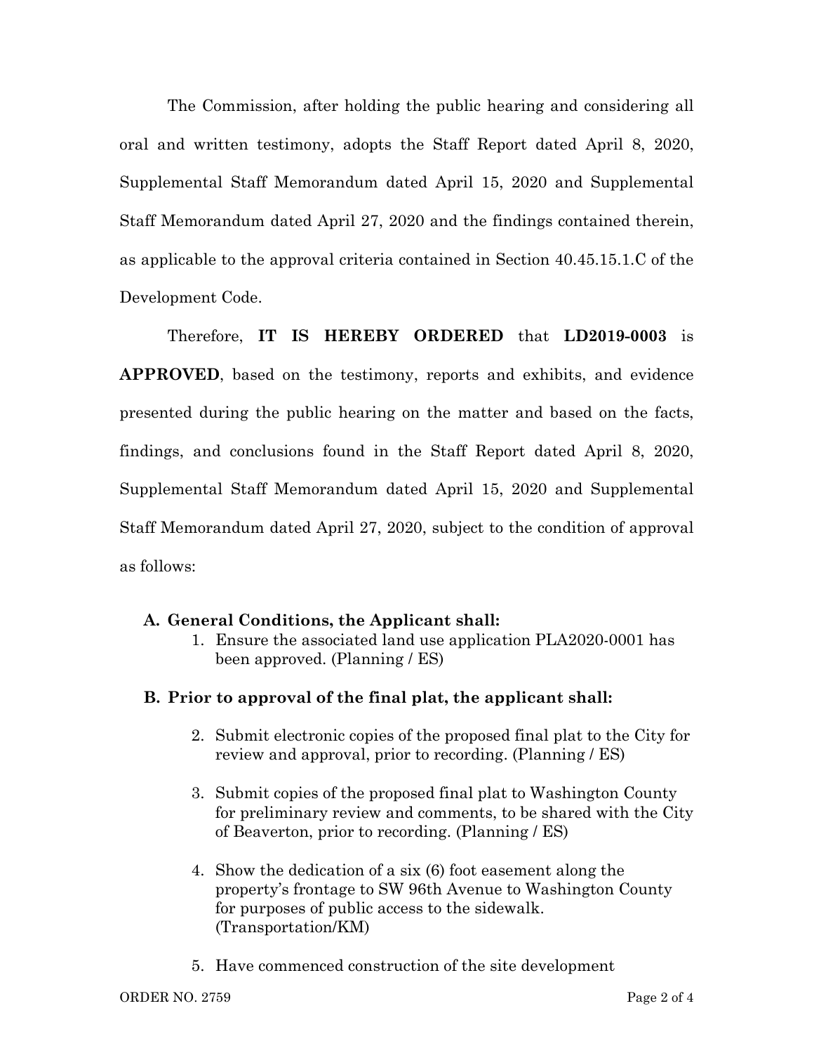The Commission, after holding the public hearing and considering all oral and written testimony, adopts the Staff Report dated April 8, 2020, Supplemental Staff Memorandum dated April 15, 2020 and Supplemental Staff Memorandum dated April 27, 2020 and the findings contained therein, as applicable to the approval criteria contained in Section 40.45.15.1.C of the Development Code.

Therefore, **IT IS HEREBY ORDERED** that **LD2019-0003** is **APPROVED**, based on the testimony, reports and exhibits, and evidence presented during the public hearing on the matter and based on the facts, findings, and conclusions found in the Staff Report dated April 8, 2020, Supplemental Staff Memorandum dated April 15, 2020 and Supplemental Staff Memorandum dated April 27, 2020, subject to the condition of approval as follows:

**A. General Conditions, the Applicant shall:**

1. Ensure the associated land use application PLA2020-0001 has been approved. (Planning / ES)

**B. Prior to approval of the final plat, the applicant shall:**

2. Submit electronic copies of the proposed final plat to the City for review and approval, prior to recording. (Planning / ES)

3. Submit copies of the proposed final plat to Washington County for preliminary review and comments, to be shared with the City of Beaverton, prior to recording. (Planning / ES)

4. Show the dedication of a six (6) foot easement along the property's frontage to SW 96th Avenue to Washington County for purposes of public access to the sidewalk. (Transportation/KM)

5. Have commenced construction of the site development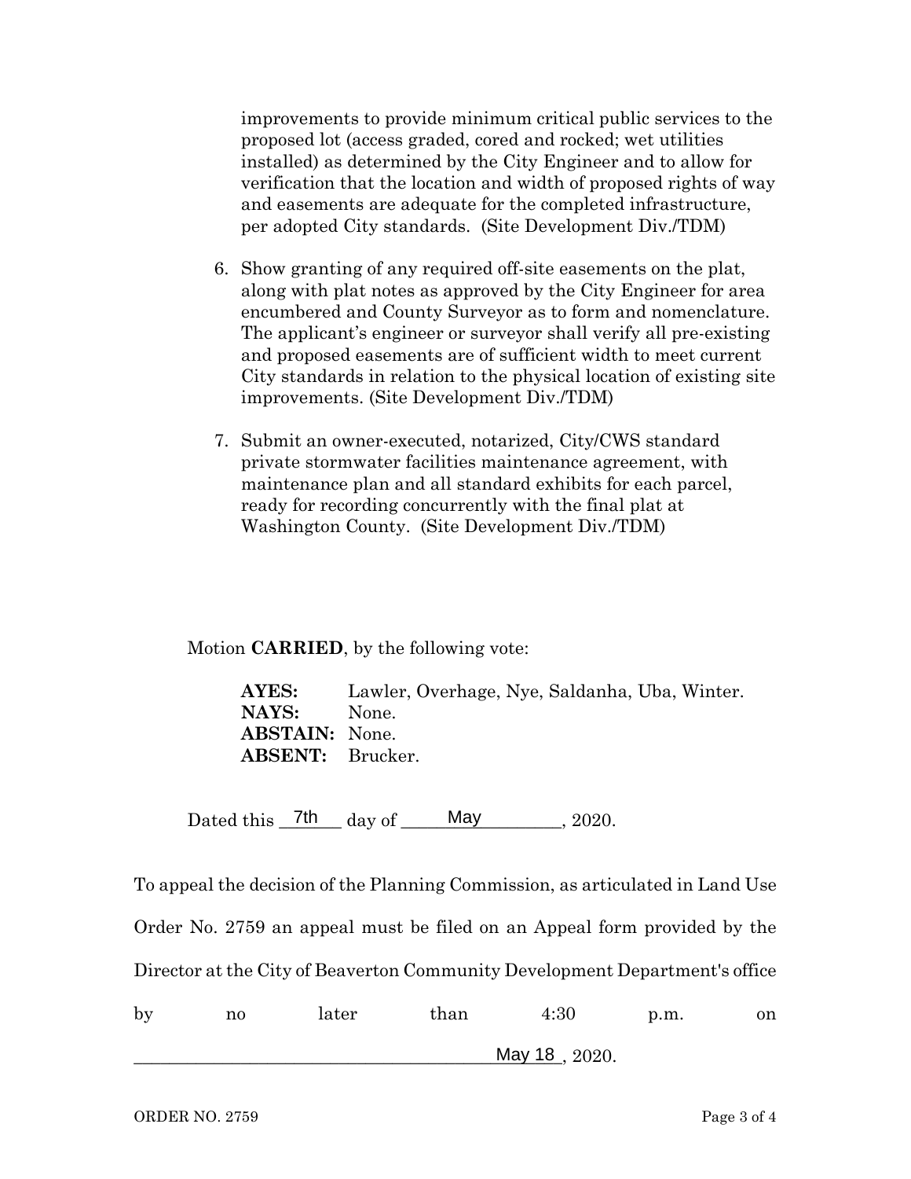improvements to provide minimum critical public services to the proposed lot (access graded, cored and rocked; wet utilities installed) as determined by the City Engineer and to allow for verification that the location and width of proposed rights of way and easements are adequate for the completed infrastructure, per adopted City standards. (Site Development Div./TDM)

6. Show granting of any required off-site easements on the plat, along with plat notes as approved by the City Engineer for area encumbered and County Surveyor as to form and nomenclature. The applicant's engineer or surveyor shall verify all pre-existing and proposed easements are of sufficient width to meet current City standards in relation to the physical location of existing site improvements. (Site Development Div./TDM)

7. Submit an owner-executed, notarized, City/CWS standard private stormwater facilities maintenance agreement, with maintenance plan and all standard exhibits for each parcel, ready for recording concurrently with the final plat at Washington County. (Site Development Div./TDM)

Motion **CARRIED**, by the following vote:

**AYES:** Lawler, Overhage, Nye, Saldanha, Uba, Winter.
**NAYS:** None.
**ABSTAIN:** None.
**ABSENT:** Brucker.

Dated this 7th day of May, 2020.

To appeal the decision of the Planning Commission, as articulated in Land Use Order No. 2759 an appeal must be filed on an Appeal form provided by the Director at the City of Beaverton Community Development Department's office by no later than 4:30 p.m. on May 18, 2020.

ORDER NO. 2759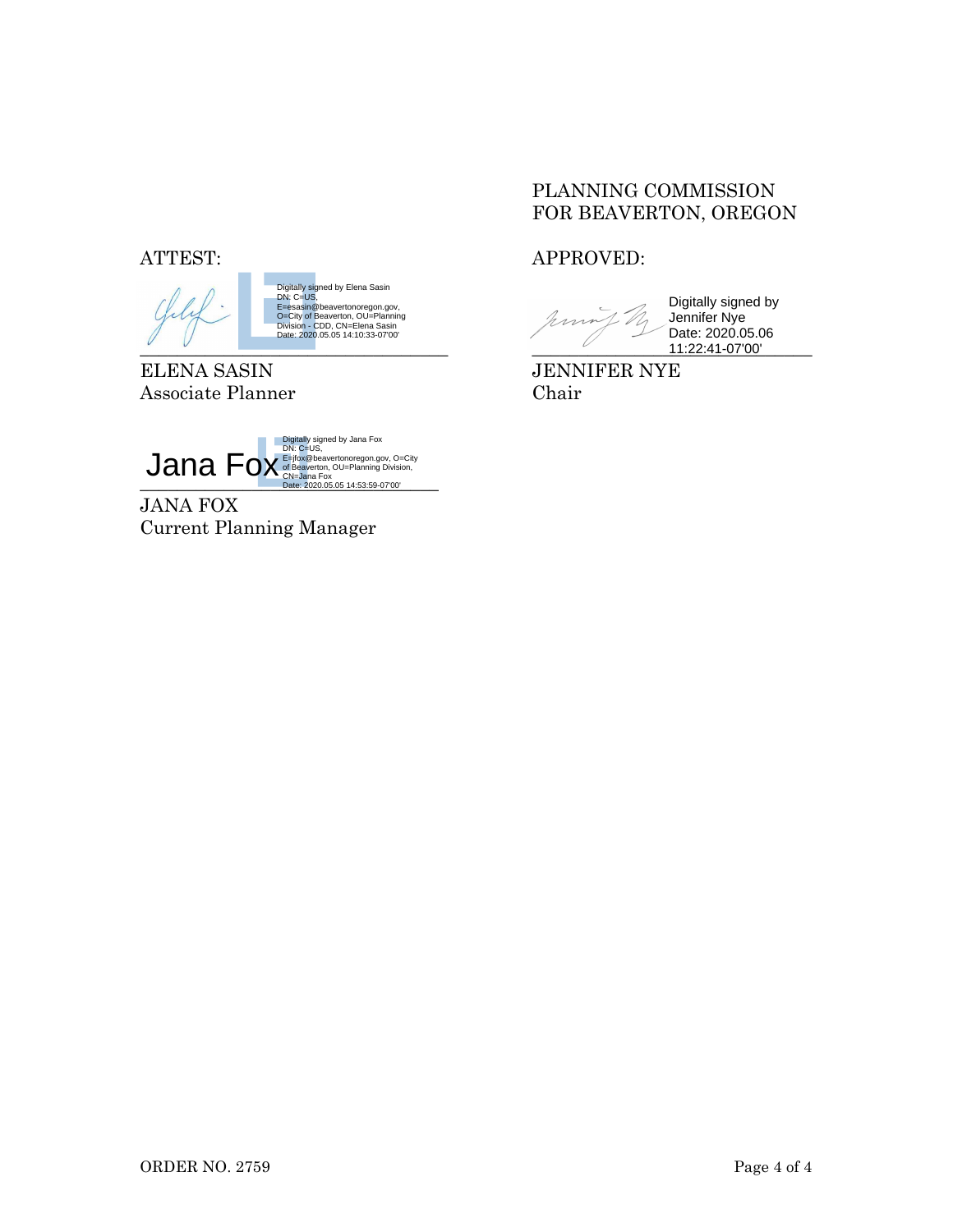PLANNING COMMISSION
FOR BEAVERTON, OREGON

ATTEST:

Digitally signed by Elena Sasin
DN: C=US, E=esasin@beavertonoregon.gov, O=City of Beaverton, OU=Planning Division - CDD, CN=Elena Sasin
Date: 2020.05.05 14:10:33-07'00'

ELENA SASIN
Associate Planner

Jana Fox

Digitally signed by Jana Fox
DN: C=US, E=jfox@beavertonoregon.gov, O=City of Beaverton, OU=Planning Division, CN=Jana Fox
Date: 2020.05.05 14:53:59-07'00'

JANA FOX
Current Planning Manager

APPROVED:

Digitally signed by Jennifer Nye
Date: 2020.05.06 11:22:41-07'00'

JENNIFER NYE
Chair

ORDER NO. 2759